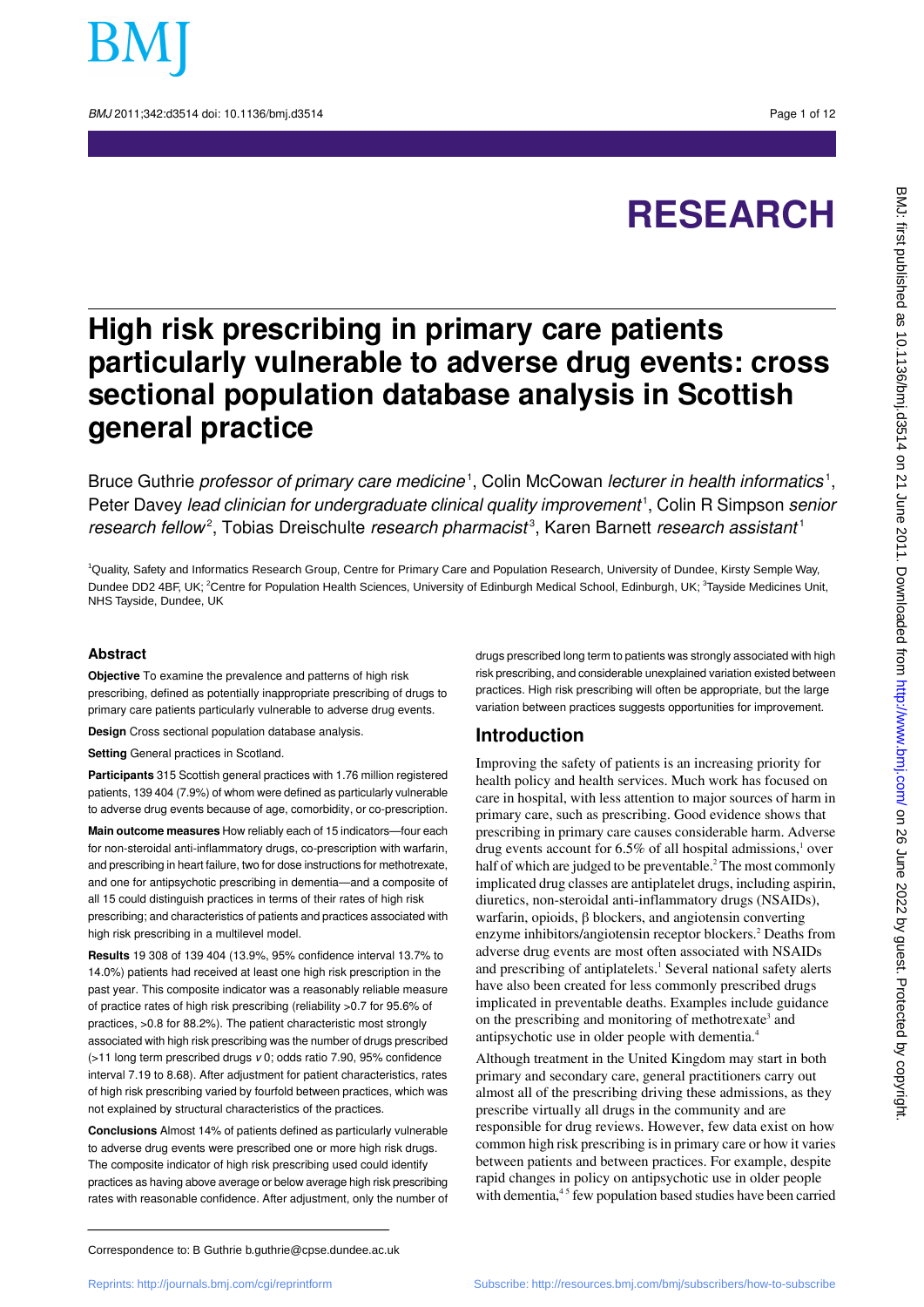# RESEARCH

# High risk prescribing in primary care patients particularly vulnerable to adverse drug events: cross sectional population database analysis in Scottish general practice

Bruce Guthrie *professor of primary care medicine*[1], Colin McCowan *lecturer in health informatics*[1], Peter Davey *lead clinician for undergraduate clinical quality improvement*[1], Colin R Simpson *senior research fellow*[2], Tobias Dreischulte *research pharmacist*[3], Karen Barnett *research assistant*[1]

[1]Quality, Safety and Informatics Research Group, Centre for Primary Care and Population Research, University of Dundee, Kirsty Semple Way, Dundee DD2 4BF, UK; [2]Centre for Population Health Sciences, University of Edinburgh Medical School, Edinburgh, UK; [3]Tayside Medicines Unit, NHS Tayside, Dundee, UK

## Abstract

**Objective** To examine the prevalence and patterns of high risk prescribing, defined as potentially inappropriate prescribing of drugs to primary care patients particularly vulnerable to adverse drug events.

**Design** Cross sectional population database analysis.

**Setting** General practices in Scotland.

**Participants** 315 Scottish general practices with 1.76 million registered patients, 139 404 (7.9%) of whom were defined as particularly vulnerable to adverse drug events because of age, comorbidity, or co-prescription.

**Main outcome measures** How reliably each of 15 indicators—four each for non-steroidal anti-inflammatory drugs, co-prescription with warfarin, and prescribing in heart failure, two for dose instructions for methotrexate, and one for antipsychotic prescribing in dementia—and a composite of all 15 could distinguish practices in terms of their rates of high risk prescribing; and characteristics of patients and practices associated with high risk prescribing in a multilevel model.

**Results** 19 308 of 139 404 (13.9%, 95% confidence interval 13.7% to 14.0%) patients had received at least one high risk prescription in the past year. This composite indicator was a reasonably reliable measure of practice rates of high risk prescribing (reliability >0.7 for 95.6% of practices, >0.8 for 88.2%). The patient characteristic most strongly associated with high risk prescribing was the number of drugs prescribed (>11 long term prescribed drugs *v* 0; odds ratio 7.90, 95% confidence interval 7.19 to 8.68). After adjustment for patient characteristics, rates of high risk prescribing varied by fourfold between practices, which was not explained by structural characteristics of the practices.

**Conclusions** Almost 14% of patients defined as particularly vulnerable to adverse drug events were prescribed one or more high risk drugs. The composite indicator of high risk prescribing used could identify practices as having above average or below average high risk prescribing rates with reasonable confidence. After adjustment, only the number of drugs prescribed long term to patients was strongly associated with high risk prescribing, and considerable unexplained variation existed between practices. High risk prescribing will often be appropriate, but the large variation between practices suggests opportunities for improvement.

## Introduction

Improving the safety of patients is an increasing priority for health policy and health services. Much work has focused on care in hospital, with less attention to major sources of harm in primary care, such as prescribing. Good evidence shows that prescribing in primary care causes considerable harm. Adverse drug events account for 6.5% of all hospital admissions,[1] over half of which are judged to be preventable.[2] The most commonly implicated drug classes are antiplatelet drugs, including aspirin, diuretics, non-steroidal anti-inflammatory drugs (NSAIDs), warfarin, opioids, β blockers, and angiotensin converting enzyme inhibitors/angiotensin receptor blockers.[2] Deaths from adverse drug events are most often associated with NSAIDs and prescribing of antiplatelets.[1] Several national safety alerts have also been created for less commonly prescribed drugs implicated in preventable deaths. Examples include guidance on the prescribing and monitoring of methotrexate[3] and antipsychotic use in older people with dementia.[4]

Although treatment in the United Kingdom may start in both primary and secondary care, general practitioners carry out almost all of the prescribing driving these admissions, as they prescribe virtually all drugs in the community and are responsible for drug reviews. However, few data exist on how common high risk prescribing is in primary care or how it varies between patients and between practices. For example, despite rapid changes in policy on antipsychotic use in older people with dementia,[4,5] few population based studies have been carried

Correspondence to: B Guthrie b.guthrie@cpse.dundee.ac.uk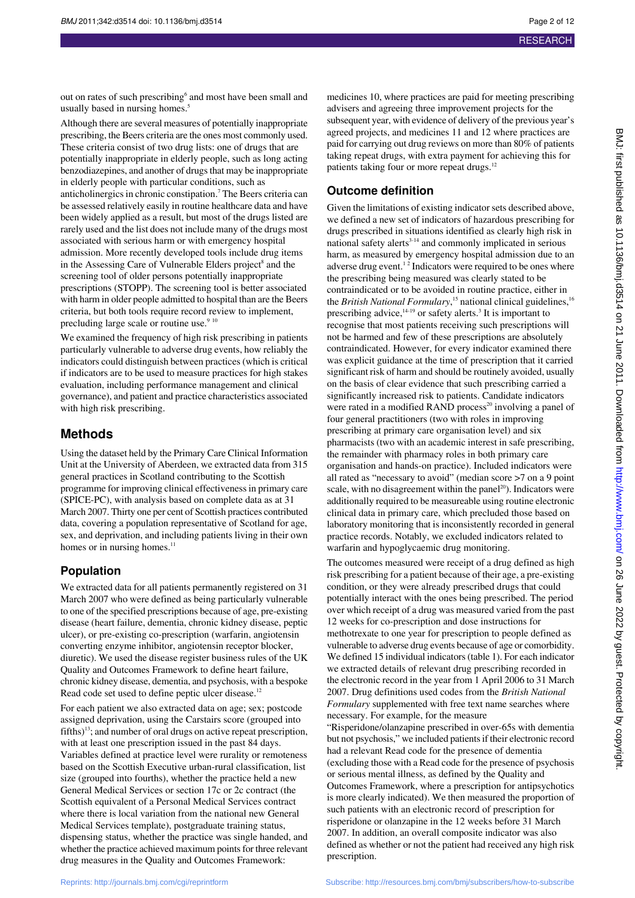out on rates of such prescribing[6] and most have been small and usually based in nursing homes.[5]

Although there are several measures of potentially inappropriate prescribing, the Beers criteria are the ones most commonly used. These criteria consist of two drug lists: one of drugs that are potentially inappropriate in elderly people, such as long acting benzodiazepines, and another of drugs that may be inappropriate in elderly people with particular conditions, such as anticholinergics in chronic constipation.[7] The Beers criteria can be assessed relatively easily in routine healthcare data and have been widely applied as a result, but most of the drugs listed are rarely used and the list does not include many of the drugs most associated with serious harm or with emergency hospital admission. More recently developed tools include drug items in the Assessing Care of Vulnerable Elders project[8] and the screening tool of older persons potentially inappropriate prescriptions (STOPP). The screening tool is better associated with harm in older people admitted to hospital than are the Beers criteria, but both tools require record review to implement, precluding large scale or routine use.[9 10]

We examined the frequency of high risk prescribing in patients particularly vulnerable to adverse drug events, how reliably the indicators could distinguish between practices (which is critical if indicators are to be used to measure practices for high stakes evaluation, including performance management and clinical governance), and patient and practice characteristics associated with high risk prescribing.

## Methods

Using the dataset held by the Primary Care Clinical Information Unit at the University of Aberdeen, we extracted data from 315 general practices in Scotland contributing to the Scottish programme for improving clinical effectiveness in primary care (SPICE-PC), with analysis based on complete data as at 31 March 2007. Thirty one per cent of Scottish practices contributed data, covering a population representative of Scotland for age, sex, and deprivation, and including patients living in their own homes or in nursing homes.[11]

### Population

We extracted data for all patients permanently registered on 31 March 2007 who were defined as being particularly vulnerable to one of the specified prescriptions because of age, pre-existing disease (heart failure, dementia, chronic kidney disease, peptic ulcer), or pre-existing co-prescription (warfarin, angiotensin converting enzyme inhibitor, angiotensin receptor blocker, diuretic). We used the disease register business rules of the UK Quality and Outcomes Framework to define heart failure, chronic kidney disease, dementia, and psychosis, with a bespoke Read code set used to define peptic ulcer disease.[12]

For each patient we also extracted data on age; sex; postcode assigned deprivation, using the Carstairs score (grouped into fifths)[13]; and number of oral drugs on active repeat prescription, with at least one prescription issued in the past 84 days. Variables defined at practice level were rurality or remoteness based on the Scottish Executive urban-rural classification, list size (grouped into fourths), whether the practice held a new General Medical Services or section 17c or 2c contract (the Scottish equivalent of a Personal Medical Services contract where there is local variation from the national new General Medical Services template), postgraduate training status, dispensing status, whether the practice was single handed, and whether the practice achieved maximum points for three relevant drug measures in the Quality and Outcomes Framework: medicines 10, where practices are paid for meeting prescribing advisers and agreeing three improvement projects for the subsequent year, with evidence of delivery of the previous year's agreed projects, and medicines 11 and 12 where practices are paid for carrying out drug reviews on more than 80% of patients taking repeat drugs, with extra payment for achieving this for patients taking four or more repeat drugs.[12]

### Outcome definition

Given the limitations of existing indicator sets described above, we defined a new set of indicators of hazardous prescribing for drugs prescribed in situations identified as clearly high risk in national safety alerts[3-14] and commonly implicated in serious harm, as measured by emergency hospital admission due to an adverse drug event.[1 2] Indicators were required to be ones where the prescribing being measured was clearly stated to be contraindicated or to be avoided in routine practice, either in the *British National Formulary*,[15] national clinical guidelines,[16] prescribing advice,[14-19] or safety alerts.[3] It is important to recognise that most patients receiving such prescriptions will not be harmed and few of these prescriptions are absolutely contraindicated. However, for every indicator examined there was explicit guidance at the time of prescription that it carried significant risk of harm and should be routinely avoided, usually on the basis of clear evidence that such prescribing carried a significantly increased risk to patients. Candidate indicators were rated in a modified RAND process[20] involving a panel of four general practitioners (two with roles in improving prescribing at primary care organisation level) and six pharmacists (two with an academic interest in safe prescribing, the remainder with pharmacy roles in both primary care organisation and hands-on practice). Included indicators were all rated as "necessary to avoid" (median score >7 on a 9 point scale, with no disagreement within the panel[20]). Indicators were additionally required to be measureable using routine electronic clinical data in primary care, which precluded those based on laboratory monitoring that is inconsistently recorded in general practice records. Notably, we excluded indicators related to warfarin and hypoglycaemic drug monitoring.

The outcomes measured were receipt of a drug defined as high risk prescribing for a patient because of their age, a pre-existing condition, or they were already prescribed drugs that could potentially interact with the ones being prescribed. The period over which receipt of a drug was measured varied from the past 12 weeks for co-prescription and dose instructions for methotrexate to one year for prescription to people defined as vulnerable to adverse drug events because of age or comorbidity. We defined 15 individual indicators (table 1). For each indicator we extracted details of relevant drug prescribing recorded in the electronic record in the year from 1 April 2006 to 31 March 2007. Drug definitions used codes from the *British National Formulary* supplemented with free text name searches where necessary. For example, for the measure "Risperidone/olanzapine prescribed in over-65s with dementia but not psychosis," we included patients if their electronic record had a relevant Read code for the presence of dementia (excluding those with a Read code for the presence of psychosis or serious mental illness, as defined by the Quality and Outcomes Framework, where a prescription for antipsychotics is more clearly indicated). We then measured the proportion of such patients with an electronic record of prescription for risperidone or olanzapine in the 12 weeks before 31 March 2007. In addition, an overall composite indicator was also defined as whether or not the patient had received any high risk prescription.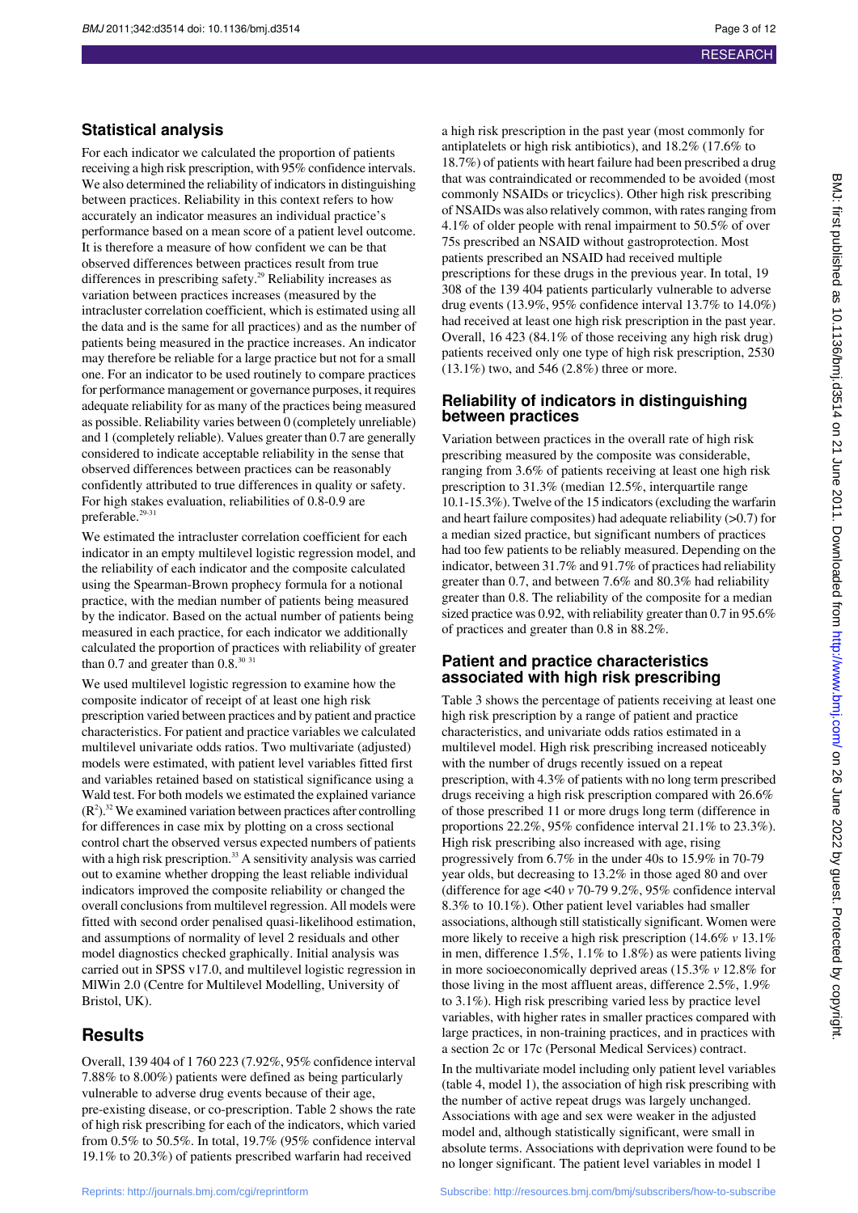## Statistical analysis

For each indicator we calculated the proportion of patients receiving a high risk prescription, with 95% confidence intervals. We also determined the reliability of indicators in distinguishing between practices. Reliability in this context refers to how accurately an indicator measures an individual practice's performance based on a mean score of a patient level outcome. It is therefore a measure of how confident we can be that observed differences between practices result from true differences in prescribing safety.[29] Reliability increases as variation between practices increases (measured by the intracluster correlation coefficient, which is estimated using all the data and is the same for all practices) and as the number of patients being measured in the practice increases. An indicator may therefore be reliable for a large practice but not for a small one. For an indicator to be used routinely to compare practices for performance management or governance purposes, it requires adequate reliability for as many of the practices being measured as possible. Reliability varies between 0 (completely unreliable) and 1 (completely reliable). Values greater than 0.7 are generally considered to indicate acceptable reliability in the sense that observed differences between practices can be reasonably confidently attributed to true differences in quality or safety. For high stakes evaluation, reliabilities of 0.8-0.9 are preferable.[29-31]

We estimated the intracluster correlation coefficient for each indicator in an empty multilevel logistic regression model, and the reliability of each indicator and the composite calculated using the Spearman-Brown prophecy formula for a notional practice, with the median number of patients being measured by the indicator. Based on the actual number of patients being measured in each practice, for each indicator we additionally calculated the proportion of practices with reliability of greater than 0.7 and greater than 0.8.[30 31]

We used multilevel logistic regression to examine how the composite indicator of receipt of at least one high risk prescription varied between practices and by patient and practice characteristics. For patient and practice variables we calculated multilevel univariate odds ratios. Two multivariate (adjusted) models were estimated, with patient level variables fitted first and variables retained based on statistical significance using a Wald test. For both models we estimated the explained variance ($R^2$).[32] We examined variation between practices after controlling for differences in case mix by plotting on a cross sectional control chart the observed versus expected numbers of patients with a high risk prescription.[33] A sensitivity analysis was carried out to examine whether dropping the least reliable individual indicators improved the composite reliability or changed the overall conclusions from multilevel regression. All models were fitted with second order penalised quasi-likelihood estimation, and assumptions of normality of level 2 residuals and other model diagnostics checked graphically. Initial analysis was carried out in SPSS v17.0, and multilevel logistic regression in MlWin 2.0 (Centre for Multilevel Modelling, University of Bristol, UK).

# Results

Overall, 139 404 of 1 760 223 (7.92%, 95% confidence interval 7.88% to 8.00%) patients were defined as being particularly vulnerable to adverse drug events because of their age, pre-existing disease, or co-prescription. Table 2 shows the rate of high risk prescribing for each of the indicators, which varied from 0.5% to 50.5%. In total, 19.7% (95% confidence interval 19.1% to 20.3%) of patients prescribed warfarin had received a high risk prescription in the past year (most commonly for antiplatelets or high risk antibiotics), and 18.2% (17.6% to 18.7%) of patients with heart failure had been prescribed a drug that was contraindicated or recommended to be avoided (most commonly NSAIDs or tricyclics). Other high risk prescribing of NSAIDs was also relatively common, with rates ranging from 4.1% of older people with renal impairment to 50.5% of over 75s prescribed an NSAID without gastroprotection. Most patients prescribed an NSAID had received multiple prescriptions for these drugs in the previous year. In total, 19 308 of the 139 404 patients particularly vulnerable to adverse drug events (13.9%, 95% confidence interval 13.7% to 14.0%) had received at least one high risk prescription in the past year. Overall, 16 423 (84.1% of those receiving any high risk drug) patients received only one type of high risk prescription, 2530 (13.1%) two, and 546 (2.8%) three or more.

## Reliability of indicators in distinguishing between practices

Variation between practices in the overall rate of high risk prescribing measured by the composite was considerable, ranging from 3.6% of patients receiving at least one high risk prescription to 31.3% (median 12.5%, interquartile range 10.1-15.3%). Twelve of the 15 indicators (excluding the warfarin and heart failure composites) had adequate reliability (>0.7) for a median sized practice, but significant numbers of practices had too few patients to be reliably measured. Depending on the indicator, between 31.7% and 91.7% of practices had reliability greater than 0.7, and between 7.6% and 80.3% had reliability greater than 0.8. The reliability of the composite for a median sized practice was 0.92, with reliability greater than 0.7 in 95.6% of practices and greater than 0.8 in 88.2%.

## Patient and practice characteristics associated with high risk prescribing

Table 3 shows the percentage of patients receiving at least one high risk prescription by a range of patient and practice characteristics, and univariate odds ratios estimated in a multilevel model. High risk prescribing increased noticeably with the number of drugs recently issued on a repeat prescription, with 4.3% of patients with no long term prescribed drugs receiving a high risk prescription compared with 26.6% of those prescribed 11 or more drugs long term (difference in proportions 22.2%, 95% confidence interval 21.1% to 23.3%). High risk prescribing also increased with age, rising progressively from 6.7% in the under 40s to 15.9% in 70-79 year olds, but decreasing to 13.2% in those aged 80 and over (difference for age <40 *v* 70-79 9.2%, 95% confidence interval 8.3% to 10.1%). Other patient level variables had smaller associations, although still statistically significant. Women were more likely to receive a high risk prescription (14.6% *v* 13.1% in men, difference 1.5%, 1.1% to 1.8%) as were patients living in more socioeconomically deprived areas (15.3% *v* 12.8% for those living in the most affluent areas, difference 2.5%, 1.9% to 3.1%). High risk prescribing varied less by practice level variables, with higher rates in smaller practices compared with large practices, in non-training practices, and in practices with a section 2c or 17c (Personal Medical Services) contract.

In the multivariate model including only patient level variables (table 4, model 1), the association of high risk prescribing with the number of active repeat drugs was largely unchanged. Associations with age and sex were weaker in the adjusted model and, although statistically significant, were small in absolute terms. Associations with deprivation were found to be no longer significant. The patient level variables in model 1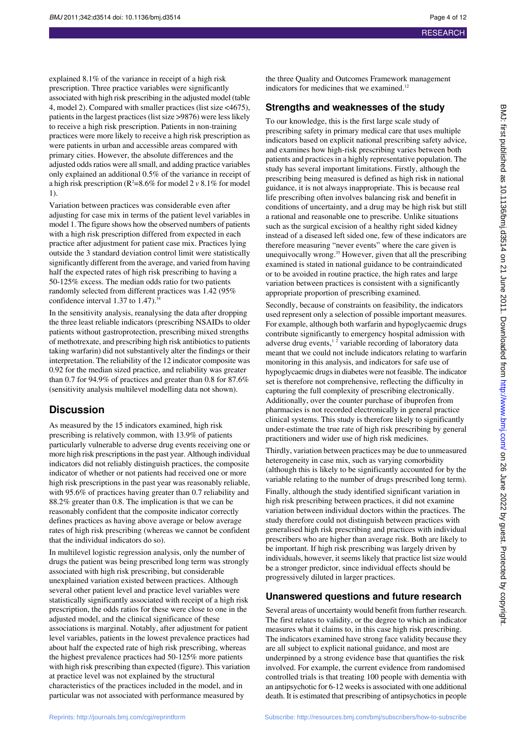explained 8.1% of the variance in receipt of a high risk prescription. Three practice variables were significantly associated with high risk prescribing in the adjusted model (table 4, model 2). Compared with smaller practices (list size <4675), patients in the largest practices (list size >9876) were less likely to receive a high risk prescription. Patients in non-training practices were more likely to receive a high risk prescription as were patients in urban and accessible areas compared with primary cities. However, the absolute differences and the adjusted odds ratios were all small, and adding practice variables only explained an additional 0.5% of the variance in receipt of a high risk prescription ($R^2$=8.6% for model 2 *v* 8.1% for model 1).

Variation between practices was considerable even after adjusting for case mix in terms of the patient level variables in model 1. The figure shows how the observed numbers of patients with a high risk prescription differed from expected in each practice after adjustment for patient case mix. Practices lying outside the 3 standard deviation control limit were statistically significantly different from the average, and varied from having half the expected rates of high risk prescribing to having a 50-125% excess. The median odds ratio for two patients randomly selected from different practices was 1.42 (95% confidence interval 1.37 to 1.47).[34]

In the sensitivity analysis, reanalysing the data after dropping the three least reliable indicators (prescribing NSAIDs to older patients without gastroprotection, prescribing mixed strengths of methotrexate, and prescribing high risk antibiotics to patients taking warfarin) did not substantively alter the findings or their interpretation. The reliability of the 12 indicator composite was 0.92 for the median sized practice, and reliability was greater than 0.7 for 94.9% of practices and greater than 0.8 for 87.6% (sensitivity analysis multilevel modelling data not shown).

## Discussion

As measured by the 15 indicators examined, high risk prescribing is relatively common, with 13.9% of patients particularly vulnerable to adverse drug events receiving one or more high risk prescriptions in the past year. Although individual indicators did not reliably distinguish practices, the composite indicator of whether or not patients had received one or more high risk prescriptions in the past year was reasonably reliable, with 95.6% of practices having greater than 0.7 reliability and 88.2% greater than 0.8. The implication is that we can be reasonably confident that the composite indicator correctly defines practices as having above average or below average rates of high risk prescribing (whereas we cannot be confident that the individual indicators do so).

In multilevel logistic regression analysis, only the number of drugs the patient was being prescribed long term was strongly associated with high risk prescribing, but considerable unexplained variation existed between practices. Although several other patient level and practice level variables were statistically significantly associated with receipt of a high risk prescription, the odds ratios for these were close to one in the adjusted model, and the clinical significance of these associations is marginal. Notably, after adjustment for patient level variables, patients in the lowest prevalence practices had about half the expected rate of high risk prescribing, whereas the highest prevalence practices had 50-125% more patients with high risk prescribing than expected (figure). This variation at practice level was not explained by the structural characteristics of the practices included in the model, and in particular was not associated with performance measured by the three Quality and Outcomes Framework management indicators for medicines that we examined.[12]

## Strengths and weaknesses of the study

To our knowledge, this is the first large scale study of prescribing safety in primary medical care that uses multiple indicators based on explicit national prescribing safety advice, and examines how high-risk prescribing varies between both patients and practices in a highly representative population. The study has several important limitations. Firstly, although the prescribing being measured is defined as high risk in national guidance, it is not always inappropriate. This is because real life prescribing often involves balancing risk and benefit in conditions of uncertainty, and a drug may be high risk but still a rational and reasonable one to prescribe. Unlike situations such as the surgical excision of a healthy right sided kidney instead of a diseased left sided one, few of these indicators are therefore measuring "never events" where the care given is unequivocally wrong.[35] However, given that all the prescribing examined is stated in national guidance to be contraindicated or to be avoided in routine practice, the high rates and large variation between practices is consistent with a significantly appropriate proportion of prescribing examined.

Secondly, because of constraints on feasibility, the indicators used represent only a selection of possible important measures. For example, although both warfarin and hypoglycaemic drugs contribute significantly to emergency hospital admission with adverse drug events,[1,2] variable recording of laboratory data meant that we could not include indicators relating to warfarin monitoring in this analysis, and indicators for safe use of hypoglycaemic drugs in diabetes were not feasible. The indicator set is therefore not comprehensive, reflecting the difficulty in capturing the full complexity of prescribing electronically. Additionally, over the counter purchase of ibuprofen from pharmacies is not recorded electronically in general practice clinical systems. This study is therefore likely to significantly under-estimate the true rate of high risk prescribing by general practitioners and wider use of high risk medicines.

Thirdly, variation between practices may be due to unmeasured heterogeneity in case mix, such as varying comorbidity (although this is likely to be significantly accounted for by the variable relating to the number of drugs prescribed long term).

Finally, although the study identified significant variation in high risk prescribing between practices, it did not examine variation between individual doctors within the practices. The study therefore could not distinguish between practices with generalised high risk prescribing and practices with individual prescribers who are higher than average risk. Both are likely to be important. If high risk prescribing was largely driven by individuals, however, it seems likely that practice list size would be a stronger predictor, since individual effects should be progressively diluted in larger practices.

## Unanswered questions and future research

Several areas of uncertainty would benefit from further research. The first relates to validity, or the degree to which an indicator measures what it claims to, in this case high risk prescribing. The indicators examined have strong face validity because they are all subject to explicit national guidance, and most are underpinned by a strong evidence base that quantifies the risk involved. For example, the current evidence from randomised controlled trials is that treating 100 people with dementia with an antipsychotic for 6-12 weeks is associated with one additional death. It is estimated that prescribing of antipsychotics in people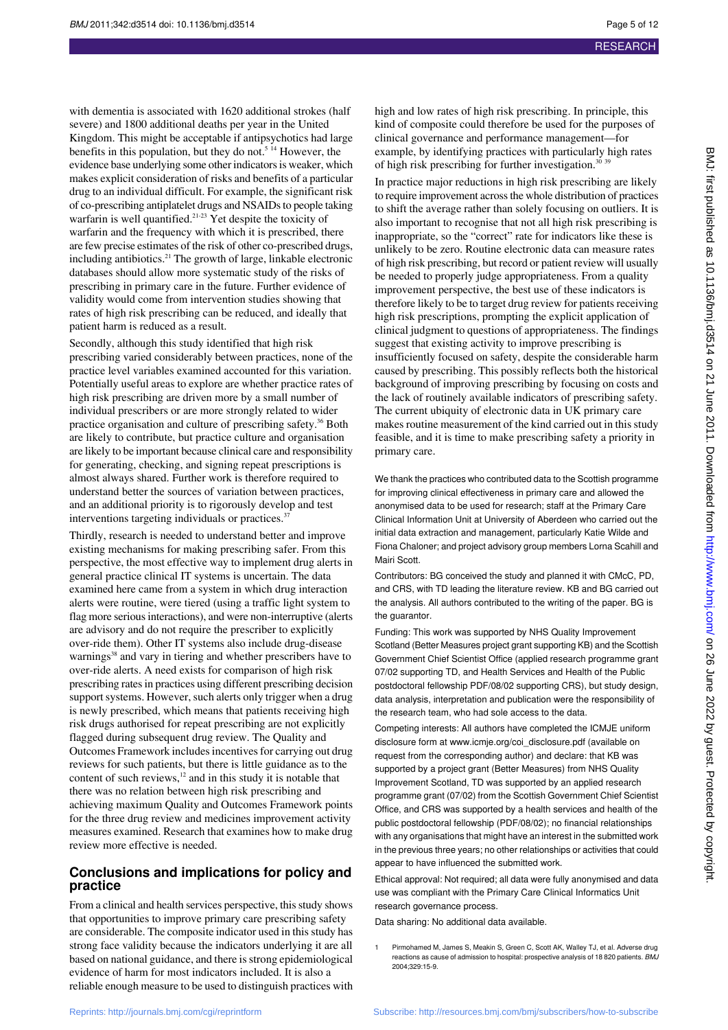with dementia is associated with 1620 additional strokes (half severe) and 1800 additional deaths per year in the United Kingdom. This might be acceptable if antipsychotics had large benefits in this population, but they do not.[5 14] However, the evidence base underlying some other indicators is weaker, which makes explicit consideration of risks and benefits of a particular drug to an individual difficult. For example, the significant risk of co-prescribing antiplatelet drugs and NSAIDs to people taking warfarin is well quantified.[21-23] Yet despite the toxicity of warfarin and the frequency with which it is prescribed, there are few precise estimates of the risk of other co-prescribed drugs, including antibiotics.[21] The growth of large, linkable electronic databases should allow more systematic study of the risks of prescribing in primary care in the future. Further evidence of validity would come from intervention studies showing that rates of high risk prescribing can be reduced, and ideally that patient harm is reduced as a result.

Secondly, although this study identified that high risk prescribing varied considerably between practices, none of the practice level variables examined accounted for this variation. Potentially useful areas to explore are whether practice rates of high risk prescribing are driven more by a small number of individual prescribers or are more strongly related to wider practice organisation and culture of prescribing safety.[36] Both are likely to contribute, but practice culture and organisation are likely to be important because clinical care and responsibility for generating, checking, and signing repeat prescriptions is almost always shared. Further work is therefore required to understand better the sources of variation between practices, and an additional priority is to rigorously develop and test interventions targeting individuals or practices.[37]

Thirdly, research is needed to understand better and improve existing mechanisms for making prescribing safer. From this perspective, the most effective way to implement drug alerts in general practice clinical IT systems is uncertain. The data examined here came from a system in which drug interaction alerts were routine, were tiered (using a traffic light system to flag more serious interactions), and were non-interruptive (alerts are advisory and do not require the prescriber to explicitly over-ride them). Other IT systems also include drug-disease warnings[38] and vary in tiering and whether prescribers have to over-ride alerts. A need exists for comparison of high risk prescribing rates in practices using different prescribing decision support systems. However, such alerts only trigger when a drug is newly prescribed, which means that patients receiving high risk drugs authorised for repeat prescribing are not explicitly flagged during subsequent drug review. The Quality and Outcomes Framework includes incentives for carrying out drug reviews for such patients, but there is little guidance as to the content of such reviews,[12] and in this study it is notable that there was no relation between high risk prescribing and achieving maximum Quality and Outcomes Framework points for the three drug review and medicines improvement activity measures examined. Research that examines how to make drug review more effective is needed.

## Conclusions and implications for policy and practice

From a clinical and health services perspective, this study shows that opportunities to improve primary care prescribing safety are considerable. The composite indicator used in this study has strong face validity because the indicators underlying it are all based on national guidance, and there is strong epidemiological evidence of harm for most indicators included. It is also a reliable enough measure to be used to distinguish practices with high and low rates of high risk prescribing. In principle, this kind of composite could therefore be used for the purposes of clinical governance and performance management—for example, by identifying practices with particularly high rates of high risk prescribing for further investigation.[30 39]

In practice major reductions in high risk prescribing are likely to require improvement across the whole distribution of practices to shift the average rather than solely focusing on outliers. It is also important to recognise that not all high risk prescribing is inappropriate, so the "correct" rate for indicators like these is unlikely to be zero. Routine electronic data can measure rates of high risk prescribing, but record or patient review will usually be needed to properly judge appropriateness. From a quality improvement perspective, the best use of these indicators is therefore likely to be to target drug review for patients receiving high risk prescriptions, prompting the explicit application of clinical judgment to questions of appropriateness. The findings suggest that existing activity to improve prescribing is insufficiently focused on safety, despite the considerable harm caused by prescribing. This possibly reflects both the historical background of improving prescribing by focusing on costs and the lack of routinely available indicators of prescribing safety. The current ubiquity of electronic data in UK primary care makes routine measurement of the kind carried out in this study feasible, and it is time to make prescribing safety a priority in primary care.

We thank the practices who contributed data to the Scottish programme for improving clinical effectiveness in primary care and allowed the anonymised data to be used for research; staff at the Primary Care Clinical Information Unit at University of Aberdeen who carried out the initial data extraction and management, particularly Katie Wilde and Fiona Chaloner; and project advisory group members Lorna Scahill and Mairi Scott.

Contributors: BG conceived the study and planned it with CMcC, PD, and CRS, with TD leading the literature review. KB and BG carried out the analysis. All authors contributed to the writing of the paper. BG is the guarantor.

Funding: This work was supported by NHS Quality Improvement Scotland (Better Measures project grant supporting KB) and the Scottish Government Chief Scientist Office (applied research programme grant 07/02 supporting TD, and Health Services and Health of the Public postdoctoral fellowship PDF/08/02 supporting CRS), but study design, data analysis, interpretation and publication were the responsibility of the research team, who had sole access to the data.

Competing interests: All authors have completed the ICMJE uniform disclosure form at www.icmje.org/coi_disclosure.pdf (available on request from the corresponding author) and declare: that KB was supported by a project grant (Better Measures) from NHS Quality Improvement Scotland, TD was supported by an applied research programme grant (07/02) from the Scottish Government Chief Scientist Office, and CRS was supported by a health services and health of the public postdoctoral fellowship (PDF/08/02); no financial relationships with any organisations that might have an interest in the submitted work in the previous three years; no other relationships or activities that could appear to have influenced the submitted work.

Ethical approval: Not required; all data were fully anonymised and data use was compliant with the Primary Care Clinical Informatics Unit research governance process.

Data sharing: No additional data available.

1 Pirmohamed M, James S, Meakin S, Green C, Scott AK, Walley TJ, et al. Adverse drug reactions as cause of admission to hospital: prospective analysis of 18 820 patients. *BMJ* 2004;329:15-9.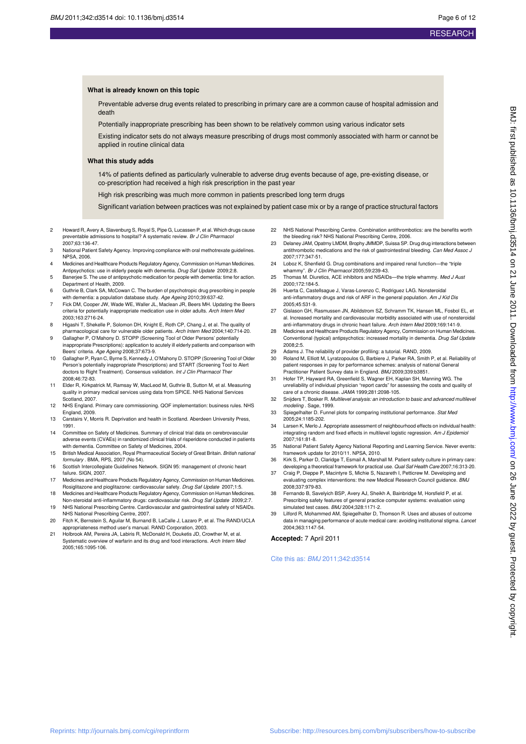### What is already known on this topic

Preventable adverse drug events related to prescribing in primary care are a common cause of hospital admission and death

Potentially inappropriate prescribing has been shown to be relatively common using various indicator sets

Existing indicator sets do not always measure prescribing of drugs most commonly associated with harm or cannot be applied in routine clinical data

### What this study adds

14% of patients defined as particularly vulnerable to adverse drug events because of age, pre-existing disease, or co-prescription had received a high risk prescription in the past year

High risk prescribing was much more common in patients prescribed long term drugs

Significant variation between practices was not explained by patient case mix or by a range of practice structural factors

2 Howard R, Avery A, Slavenburg S, Royal S, Pipe G, Lucassen P, et al. Which drugs cause preventable admissions to hospital? A systematic review. *Br J Clin Pharmacol* 2007;63:136-47.
3 National Patient Safety Agency. Improving compliance with oral methotrexate guidelines. NPSA, 2006.
4 Medicines and Healthcare Products Regulatory Agency, Commission on Human Medicines. Antipsychotics: use in elderly people with dementia. *Drug Saf Update* 2009;2:8.
5 Banerjee S. The use of antipsychotic medication for people with dementia: time for action. Department of Health, 2009.
6 Guthrie B, Clark SA, McCowan C. The burden of psychotropic drug prescribing in people with dementia: a population database study. *Age Ageing* 2010;39:637-42.
7 Fick DM, Cooper JW, Wade WE, Waller JL, Maclean JR, Beers MH. Updating the Beers criteria for potentially inappropriate medication use in older adults. *Arch Intern Med* 2003;163:2716-24.
8 Higashi T, Shekelle P, Solomon DH, Knight E, Roth CP, Chang J, et al. The quality of pharmacological care for vulnerable older patients. *Arch Intern Med* 2004;140:714-20.
9 Gallagher P, O'Mahony D. STOPP (Screening Tool of Older Persons' potentially inappropriate Prescriptions): application to acutely ill elderly patients and comparison with Beers' criteria. *Age Ageing* 2008;37:673-9.
10 Gallagher P, Ryan C, Byrne S, Kennedy J, O'Mahony D. STOPP (Screening Tool of Older Person's potentially inappropriate Prescriptions) and START (Screening Tool to Alert doctors to Right Treatment). Consensus validation. *Int J Clin Pharmacol Ther* 2008;46:72-83.
11 Elder R, Kirkpatrick M, Ramsay W, MacLeod M, Guthrie B, Sutton M, et al. Measuring quality in primary medical services using data from SPICE. NHS National Services Scotland, 2007.
12 NHS England. Primary care commissioning. QOF implementation: business rules. NHS England, 2009.
13 Carstairs V, Morris R. Deprivation and health in Scotland. Aberdeen University Press, 1991.
14 Committee on Safety of Medicines. Summary of clinical trial data on cerebrovascular adverse events (CVAEs) in randomized clinical trials of risperidone conducted in patients with dementia. Committee on Safety of Medicines, 2004.
15 British Medical Association, Royal Pharmaceutical Society of Great Britain. *British national formulary*. BMA, RPS, 2007 (No 54).
16 Scottish Intercollegiate Guidelines Network. SIGN 95: management of chronic heart failure. SIGN, 2007.
17 Medicines and Healthcare Products Regulatory Agency, Commission on Human Medicines. Rosiglitazone and pioglitazone: cardiovascular safety. *Drug Saf Update* 2007;1:5.
18 Medicines and Healthcare Products Regulatory Agency, Commission on Human Medicines. Non-steroidal anti-inflammatory drugs: cardiovascular risk. *Drug Saf Update* 2009;2:7.
19 NHS National Prescribing Centre. Cardiovascular and gastrointestinal safety of NSAIDs. NHS National Prescribing Centre, 2007.
20 Fitch K, Bernstein S, Aguilar M, Burnand B, LaCalle J, Lazaro P, et al. The RAND/UCLA appropriateness method user's manual. RAND Corporation, 2003.
21 Holbrook AM, Pereira JA, Labiris R, McDonald H, Douketis JD, Crowther M, et al. Systematic overview of warfarin and its drug and food interactions. *Arch Intern Med* 2005;165:1095-106.
22 NHS National Prescribing Centre. Combination antithrombotics: are the benefits worth the bleeding risk? NHS National Prescribing Centre, 2006.
23 Delaney JAM, Opatrny LMDM, Brophy JMMDP, Suissa SP. Drug drug interactions between antithrombotic medications and the risk of gastrointestinal bleeding. *Can Med Assoc J* 2007;177:347-51.
24 Loboz K, Shenfield G. Drug combinations and impaired renal function—the "triple whammy". *Br J Clin Pharmacol* 2005;59:239-43.
25 Thomas M. Diuretics, ACE inhibitors and NSAIDs—the triple whammy. *Med J Aust* 2000;172:184-5.
26 Huerta C, Castellsague J, Varas-Lorenzo C, Rodriguez LAG. Nonsteroidal anti-inflammatory drugs and risk of ARF in the general population. *Am J Kid Dis* 2005;45:531-9.
27 Gislason GH, Rasmussen JN, Abildstrom SZ, Schramm TK, Hansen ML, Fosbol EL, et al. Increased mortality and cardiovascular morbidity associated with use of nonsteroidal anti-inflammatory drugs in chronic heart failure. *Arch Intern Med* 2009;169:141-9.
28 Medicines and Healthcare Products Regulatory Agency, Commission on Human Medicines. Conventional (typical) antipsychotics: increased mortality in dementia. *Drug Saf Update* 2008;2:5.
29 Adams J. The reliability of provider profiling: a tutorial. RAND, 2009.
30 Roland M, Elliott M, Lyratzopoulos G, Barbiere J, Parker RA, Smith P, et al. Reliability of patient responses in pay for performance schemes: analysis of national General Practitioner Patient Survey data in England. *BMJ* 2009;339:b3851.
31 Hofer TP, Hayward RA, Greenfield S, Wagner EH, Kaplan SH, Manning WG. The unreliability of individual physician "report cards" for assessing the costs and quality of care of a chronic disease. *JAMA* 1999;281:2098-105.
32 Snijders T, Bosker R. *Multilevel analysis: an introduction to basic and advanced multilevel modeling*. Sage, 1999.
33 Spiegelhalter D. Funnel plots for comparing institutional performance. *Stat Med* 2005;24:1185-202.
34 Larsen K, Merlo J. Appropriate assessment of neighbourhood effects on individual health: integrating random and fixed effects in multilevel logistic regression. *Am J Epidemiol* 2007;161:81-8.
35 National Patient Safety Agency National Reporting and Learning Service. Never events: framework update for 2010/11. NPSA, 2010.
36 Kirk S, Parker D, Claridge T, Esmail A, Marshall M. Patient safety culture in primary care: developing a theoretical framework for practical use. *Qual Saf Health Care* 2007;16:313-20.
37 Craig P, Dieppe P, Macintyre S, Michie S, Nazareth I, Petticrew M. Developing and evaluating complex interventions: the new Medical Research Council guidance. *BMJ* 2008;337:979-83.
38 Fernando B, Savelyich BSP, Avery AJ, Sheikh A, Bainbridge M, Horsfield P, et al. Prescribing safety features of general practice computer systems: evaluation using simulated test cases. *BMJ* 2004;328:1171-2.
39 Lilford R, Mohammed AM, Spiegelhalter D, Thomson R. Uses and abuses of outcome data in managing performance of acute medical care: avoiding institutional stigma. *Lancet* 2004;363:1147-54.

**Accepted:** 7 April 2011

Cite this as: *BMJ* 2011;342:d3514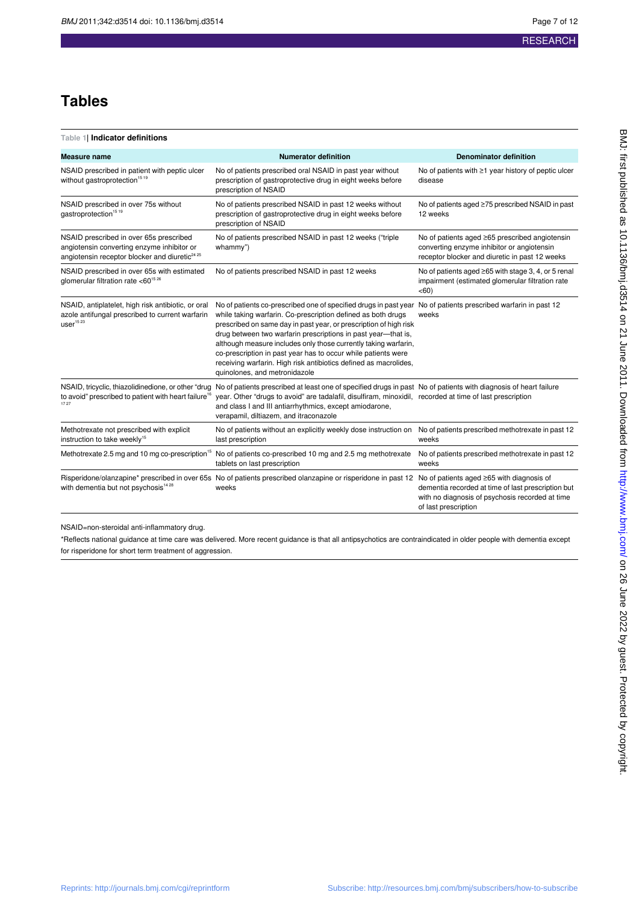# Tables

**Table 1| Indicator definitions**

| Measure name | Numerator definition | Denominator definition |
|---|---|---|
| NSAID prescribed in patient with peptic ulcer without gastroprotection[15 19] | No of patients prescribed oral NSAID in past year without prescription of gastroprotective drug in eight weeks before prescription of NSAID | No of patients with ≥1 year history of peptic ulcer disease |
| NSAID prescribed in over 75s without gastroprotection[15 19] | No of patients prescribed NSAID in past 12 weeks without prescription of gastroprotective drug in eight weeks before prescription of NSAID | No of patients aged ≥75 prescribed NSAID in past 12 weeks |
| NSAID prescribed in over 65s prescribed angiotensin converting enzyme inhibitor or angiotensin receptor blocker and diuretic[24 25] | No of patients prescribed NSAID in past 12 weeks ("triple whammy") | No of patients aged ≥65 prescribed angiotensin converting enzyme inhibitor or angiotensin receptor blocker and diuretic in past 12 weeks |
| NSAID prescribed in over 65s with estimated glomerular filtration rate <60[15 26] | No of patients prescribed NSAID in past 12 weeks | No of patients aged ≥65 with stage 3, 4, or 5 renal impairment (estimated glomerular filtration rate <60) |
| NSAID, antiplatelet, high risk antibiotic, or oral azole antifungal prescribed to current warfarin user[15 23] | No of patients co-prescribed one of specified drugs in past year while taking warfarin. Co-prescription defined as both drugs prescribed on same day in past year, or prescription of high risk drug between two warfarin prescriptions in past year—that is, although measure includes only those currently taking warfarin, co-prescription in past year has to occur while patients were receiving warfarin. High risk antibiotics defined as macrolides, quinolones, and metronidazole | No of patients prescribed warfarin in past 12 weeks |
| NSAID, tricyclic, thiazolidinedione, or other "drug to avoid" prescribed to patient with heart failure[16 17 27] | No of patients prescribed at least one of specified drugs in past year. Other "drugs to avoid" are tadalafil, disulfiram, minoxidil, and class I and III antiarrhythmics, except amiodarone, verapamil, diltiazem, and itraconazole | No of patients with diagnosis of heart failure recorded at time of last prescription |
| Methotrexate not prescribed with explicit instruction to take weekly[15] | No of patients without an explicitly weekly dose instruction on last prescription | No of patients prescribed methotrexate in past 12 weeks |
| Methotrexate 2.5 mg and 10 mg co-prescription[15] | No of patients co-prescribed 10 mg and 2.5 mg methotrexate tablets on last prescription | No of patients prescribed methotrexate in past 12 weeks |
| Risperidone/olanzapine* prescribed in over 65s with dementia but not psychosis[14 28] | No of patients prescribed olanzapine or risperidone in past 12 weeks | No of patients aged ≥65 with diagnosis of dementia recorded at time of last prescription but with no diagnosis of psychosis recorded at time of last prescription |

NSAID=non-steroidal anti-inflammatory drug.

*Reflects national guidance at time care was delivered. More recent guidance is that all antipsychotics are contraindicated in older people with dementia except for risperidone for short term treatment of aggression.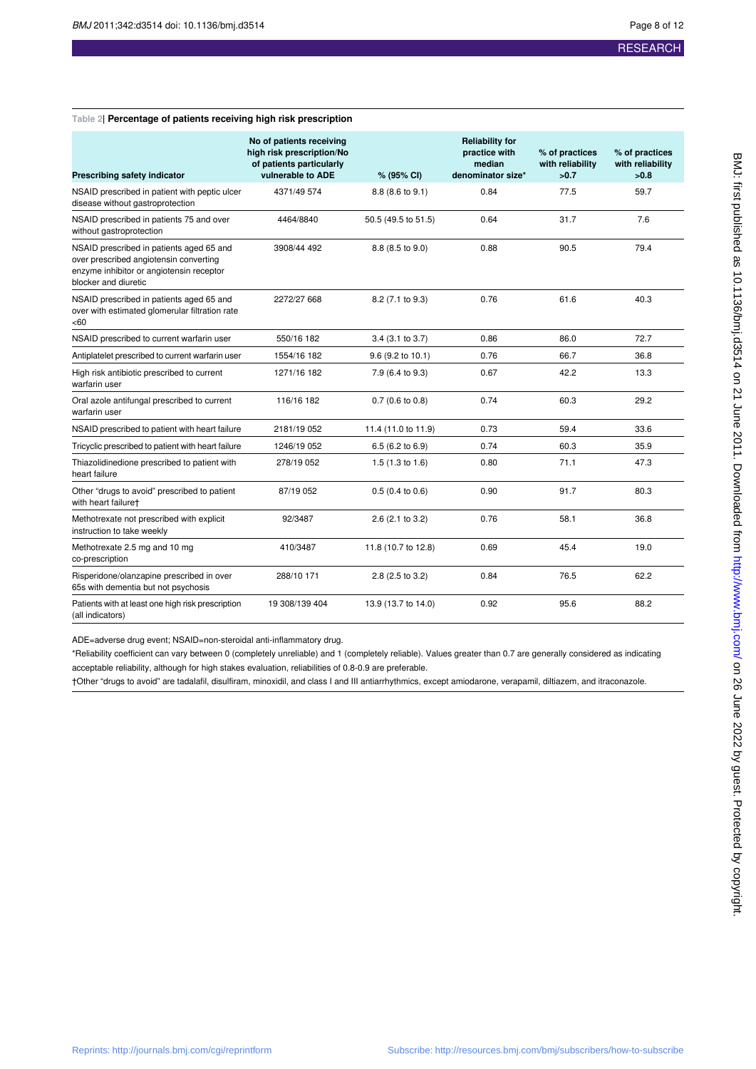**Table 2| Percentage of patients receiving high risk prescription**

| Prescribing safety indicator | No of patients receiving high risk prescription/No of patients particularly vulnerable to ADE | % (95% CI) | Reliability for practice with median denominator size* | % of practices with reliability >0.7 | % of practices with reliability >0.8 |
|---|---|---|---|---|---|
| NSAID prescribed in patient with peptic ulcer disease without gastroprotection | 4371/49 574 | 8.8 (8.6 to 9.1) | 0.84 | 77.5 | 59.7 |
| NSAID prescribed in patients 75 and over without gastroprotection | 4464/8840 | 50.5 (49.5 to 51.5) | 0.64 | 31.7 | 7.6 |
| NSAID prescribed in patients aged 65 and over prescribed angiotensin converting enzyme inhibitor or angiotensin receptor blocker and diuretic | 3908/44 492 | 8.8 (8.5 to 9.0) | 0.88 | 90.5 | 79.4 |
| NSAID prescribed in patients aged 65 and over with estimated glomerular filtration rate <60 | 2272/27 668 | 8.2 (7.1 to 9.3) | 0.76 | 61.6 | 40.3 |
| NSAID prescribed to current warfarin user | 550/16 182 | 3.4 (3.1 to 3.7) | 0.86 | 86.0 | 72.7 |
| Antiplatelet prescribed to current warfarin user | 1554/16 182 | 9.6 (9.2 to 10.1) | 0.76 | 66.7 | 36.8 |
| High risk antibiotic prescribed to current warfarin user | 1271/16 182 | 7.9 (6.4 to 9.3) | 0.67 | 42.2 | 13.3 |
| Oral azole antifungal prescribed to current warfarin user | 116/16 182 | 0.7 (0.6 to 0.8) | 0.74 | 60.3 | 29.2 |
| NSAID prescribed to patient with heart failure | 2181/19 052 | 11.4 (11.0 to 11.9) | 0.73 | 59.4 | 33.6 |
| Tricyclic prescribed to patient with heart failure | 1246/19 052 | 6.5 (6.2 to 6.9) | 0.74 | 60.3 | 35.9 |
| Thiazolidinedione prescribed to patient with heart failure | 278/19 052 | 1.5 (1.3 to 1.6) | 0.80 | 71.1 | 47.3 |
| Other "drugs to avoid" prescribed to patient with heart failure† | 87/19 052 | 0.5 (0.4 to 0.6) | 0.90 | 91.7 | 80.3 |
| Methotrexate not prescribed with explicit instruction to take weekly | 92/3487 | 2.6 (2.1 to 3.2) | 0.76 | 58.1 | 36.8 |
| Methotrexate 2.5 mg and 10 mg co-prescription | 410/3487 | 11.8 (10.7 to 12.8) | 0.69 | 45.4 | 19.0 |
| Risperidone/olanzapine prescribed in over 65s with dementia but not psychosis | 288/10 171 | 2.8 (2.5 to 3.2) | 0.84 | 76.5 | 62.2 |
| Patients with at least one high risk prescription (all indicators) | 19 308/139 404 | 13.9 (13.7 to 14.0) | 0.92 | 95.6 | 88.2 |

ADE=adverse drug event; NSAID=non-steroidal anti-inflammatory drug.

*Reliability coefficient can vary between 0 (completely unreliable) and 1 (completely reliable). Values greater than 0.7 are generally considered as indicating acceptable reliability, although for high stakes evaluation, reliabilities of 0.8-0.9 are preferable.

†Other "drugs to avoid" are tadalafil, disulfiram, minoxidil, and class I and III antiarrhythmics, except amiodarone, verapamil, diltiazem, and itraconazole.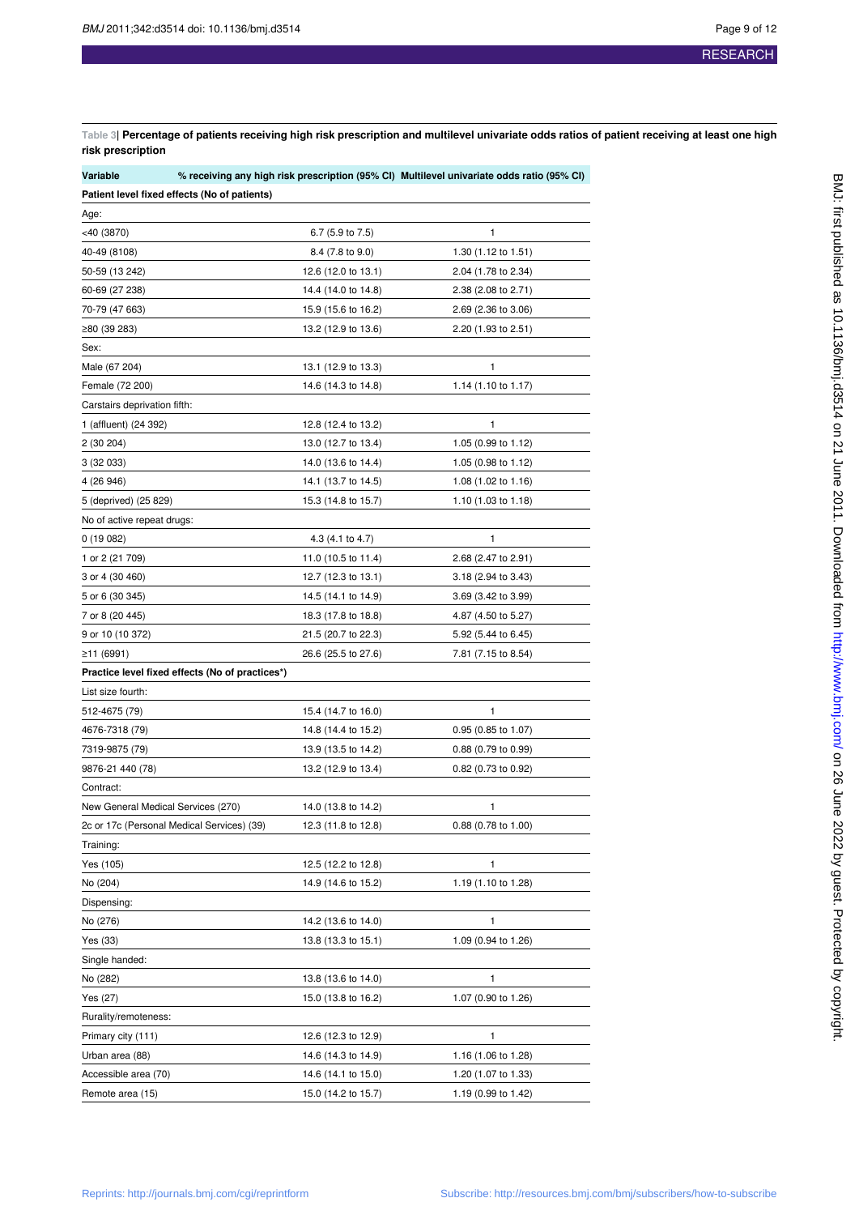Table 3| **Percentage of patients receiving high risk prescription and multilevel univariate odds ratios of patient receiving at least one high risk prescription**

| Variable | % receiving any high risk prescription (95% CI) | Multilevel univariate odds ratio (95% CI) |
|---|---|---|
| **Patient level fixed effects (No of patients)** | | |
| Age: | | |
| <40 (3870) | 6.7 (5.9 to 7.5) | 1 |
| 40-49 (8108) | 8.4 (7.8 to 9.0) | 1.30 (1.12 to 1.51) |
| 50-59 (13 242) | 12.6 (12.0 to 13.1) | 2.04 (1.78 to 2.34) |
| 60-69 (27 238) | 14.4 (14.0 to 14.8) | 2.38 (2.08 to 2.71) |
| 70-79 (47 663) | 15.9 (15.6 to 16.2) | 2.69 (2.36 to 3.06) |
| ≥80 (39 283) | 13.2 (12.9 to 13.6) | 2.20 (1.93 to 2.51) |
| Sex: | | |
| Male (67 204) | 13.1 (12.9 to 13.3) | 1 |
| Female (72 200) | 14.6 (14.3 to 14.8) | 1.14 (1.10 to 1.17) |
| Carstairs deprivation fifth: | | |
| 1 (affluent) (24 392) | 12.8 (12.4 to 13.2) | 1 |
| 2 (30 204) | 13.0 (12.7 to 13.4) | 1.05 (0.99 to 1.12) |
| 3 (32 033) | 14.0 (13.6 to 14.4) | 1.05 (0.98 to 1.12) |
| 4 (26 946) | 14.1 (13.7 to 14.5) | 1.08 (1.02 to 1.16) |
| 5 (deprived) (25 829) | 15.3 (14.8 to 15.7) | 1.10 (1.03 to 1.18) |
| No of active repeat drugs: | | |
| 0 (19 082) | 4.3 (4.1 to 4.7) | 1 |
| 1 or 2 (21 709) | 11.0 (10.5 to 11.4) | 2.68 (2.47 to 2.91) |
| 3 or 4 (30 460) | 12.7 (12.3 to 13.1) | 3.18 (2.94 to 3.43) |
| 5 or 6 (30 345) | 14.5 (14.1 to 14.9) | 3.69 (3.42 to 3.99) |
| 7 or 8 (20 445) | 18.3 (17.8 to 18.8) | 4.87 (4.50 to 5.27) |
| 9 or 10 (10 372) | 21.5 (20.7 to 22.3) | 5.92 (5.44 to 6.45) |
| ≥11 (6991) | 26.6 (25.5 to 27.6) | 7.81 (7.15 to 8.54) |
| **Practice level fixed effects (No of practices*)** | | |
| List size fourth: | | |
| 512-4675 (79) | 15.4 (14.7 to 16.0) | 1 |
| 4676-7318 (79) | 14.8 (14.4 to 15.2) | 0.95 (0.85 to 1.07) |
| 7319-9875 (79) | 13.9 (13.5 to 14.2) | 0.88 (0.79 to 0.99) |
| 9876-21 440 (78) | 13.2 (12.9 to 13.4) | 0.82 (0.73 to 0.92) |
| Contract: | | |
| New General Medical Services (270) | 14.0 (13.8 to 14.2) | 1 |
| 2c or 17c (Personal Medical Services) (39) | 12.3 (11.8 to 12.8) | 0.88 (0.78 to 1.00) |
| Training: | | |
| Yes (105) | 12.5 (12.2 to 12.8) | 1 |
| No (204) | 14.9 (14.6 to 15.2) | 1.19 (1.10 to 1.28) |
| Dispensing: | | |
| No (276) | 14.2 (13.6 to 14.0) | 1 |
| Yes (33) | 13.8 (13.3 to 15.1) | 1.09 (0.94 to 1.26) |
| Single handed: | | |
| No (282) | 13.8 (13.6 to 14.0) | 1 |
| Yes (27) | 15.0 (13.8 to 16.2) | 1.07 (0.90 to 1.26) |
| Rurality/remoteness: | | |
| Primary city (111) | 12.6 (12.3 to 12.9) | 1 |
| Urban area (88) | 14.6 (14.3 to 14.9) | 1.16 (1.06 to 1.28) |
| Accessible area (70) | 14.6 (14.1 to 15.0) | 1.20 (1.07 to 1.33) |
| Remote area (15) | 15.0 (14.2 to 15.7) | 1.19 (0.99 to 1.42) |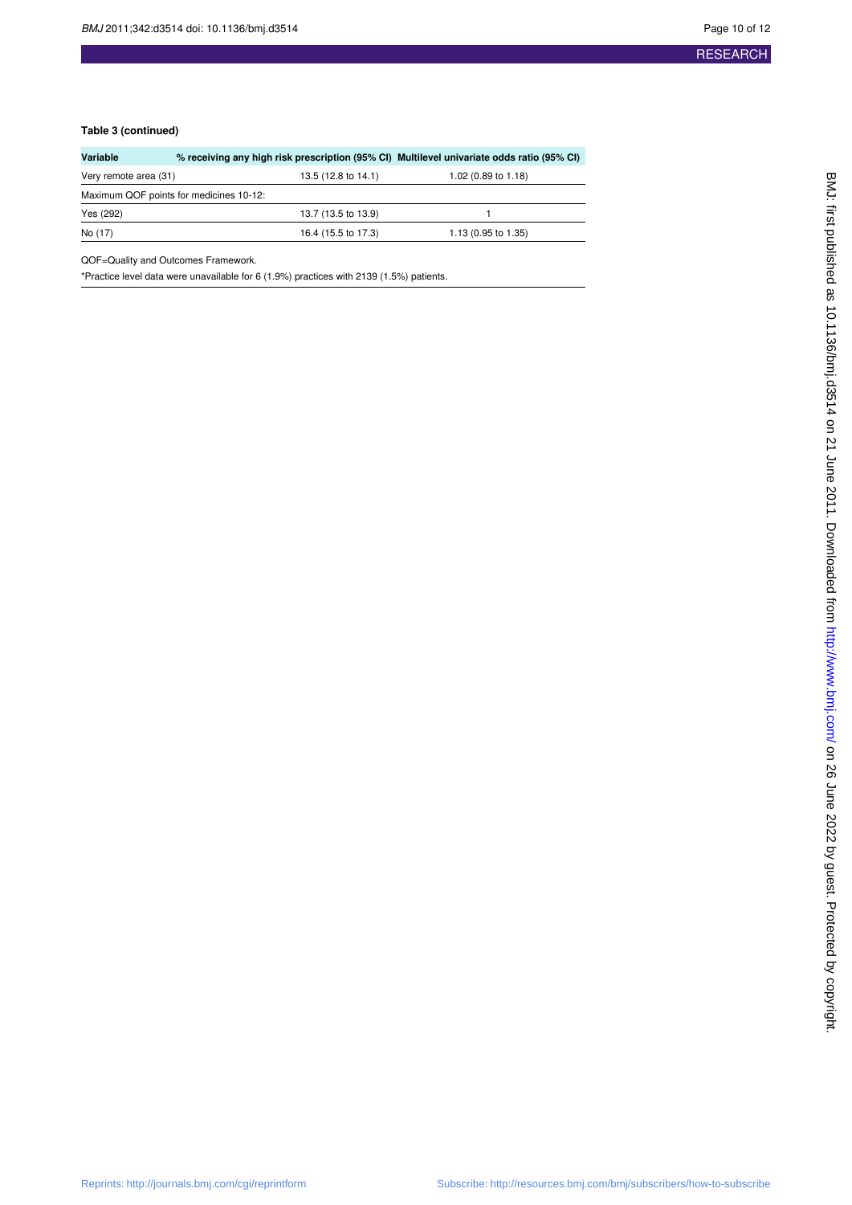**Table 3 (continued)**

| Variable | % receiving any high risk prescription (95% CI) | Multilevel univariate odds ratio (95% CI) |
|---|---|---|
| Very remote area (31) | 13.5 (12.8 to 14.1) | 1.02 (0.89 to 1.18) |
| Maximum QOF points for medicines 10-12: | | |
| Yes (292) | 13.7 (13.5 to 13.9) | 1 |
| No (17) | 16.4 (15.5 to 17.3) | 1.13 (0.95 to 1.35) |

QOF=Quality and Outcomes Framework.

*Practice level data were unavailable for 6 (1.9%) practices with 2139 (1.5%) patients.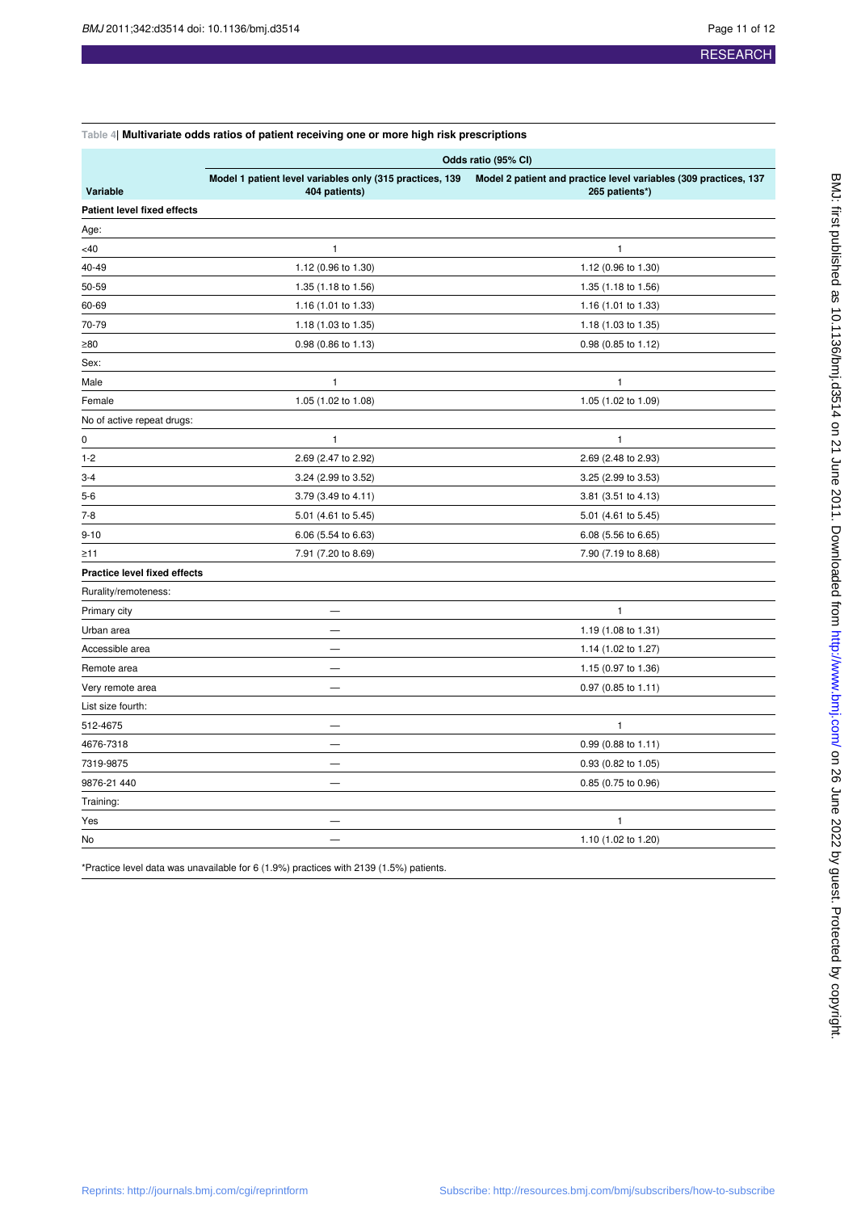Table 4| **Multivariate odds ratios of patient receiving one or more high risk prescriptions**

| Variable | Odds ratio (95% CI) | |
|---|---|---|
| | Model 1 patient level variables only (315 practices, 139 404 patients) | Model 2 patient and practice level variables (309 practices, 137 265 patients*) |
| **Patient level fixed effects** | | |
| Age: | | |
| <40 | 1 | 1 |
| 40-49 | 1.12 (0.96 to 1.30) | 1.12 (0.96 to 1.30) |
| 50-59 | 1.35 (1.18 to 1.56) | 1.35 (1.18 to 1.56) |
| 60-69 | 1.16 (1.01 to 1.33) | 1.16 (1.01 to 1.33) |
| 70-79 | 1.18 (1.03 to 1.35) | 1.18 (1.03 to 1.35) |
| ≥80 | 0.98 (0.86 to 1.13) | 0.98 (0.85 to 1.12) |
| Sex: | | |
| Male | 1 | 1 |
| Female | 1.05 (1.02 to 1.08) | 1.05 (1.02 to 1.09) |
| No of active repeat drugs: | | |
| 0 | 1 | 1 |
| 1-2 | 2.69 (2.47 to 2.92) | 2.69 (2.48 to 2.93) |
| 3-4 | 3.24 (2.99 to 3.52) | 3.25 (2.99 to 3.53) |
| 5-6 | 3.79 (3.49 to 4.11) | 3.81 (3.51 to 4.13) |
| 7-8 | 5.01 (4.61 to 5.45) | 5.01 (4.61 to 5.45) |
| 9-10 | 6.06 (5.54 to 6.63) | 6.08 (5.56 to 6.65) |
| ≥11 | 7.91 (7.20 to 8.69) | 7.90 (7.19 to 8.68) |
| **Practice level fixed effects** | | |
| Rurality/remoteness: | | |
| Primary city | — | 1 |
| Urban area | — | 1.19 (1.08 to 1.31) |
| Accessible area | — | 1.14 (1.02 to 1.27) |
| Remote area | — | 1.15 (0.97 to 1.36) |
| Very remote area | — | 0.97 (0.85 to 1.11) |
| List size fourth: | | |
| 512-4675 | — | 1 |
| 4676-7318 | — | 0.99 (0.88 to 1.11) |
| 7319-9875 | — | 0.93 (0.82 to 1.05) |
| 9876-21 440 | — | 0.85 (0.75 to 0.96) |
| Training: | | |
| Yes | — | 1 |
| No | — | 1.10 (1.02 to 1.20) |

*Practice level data was unavailable for 6 (1.9%) practices with 2139 (1.5%) patients.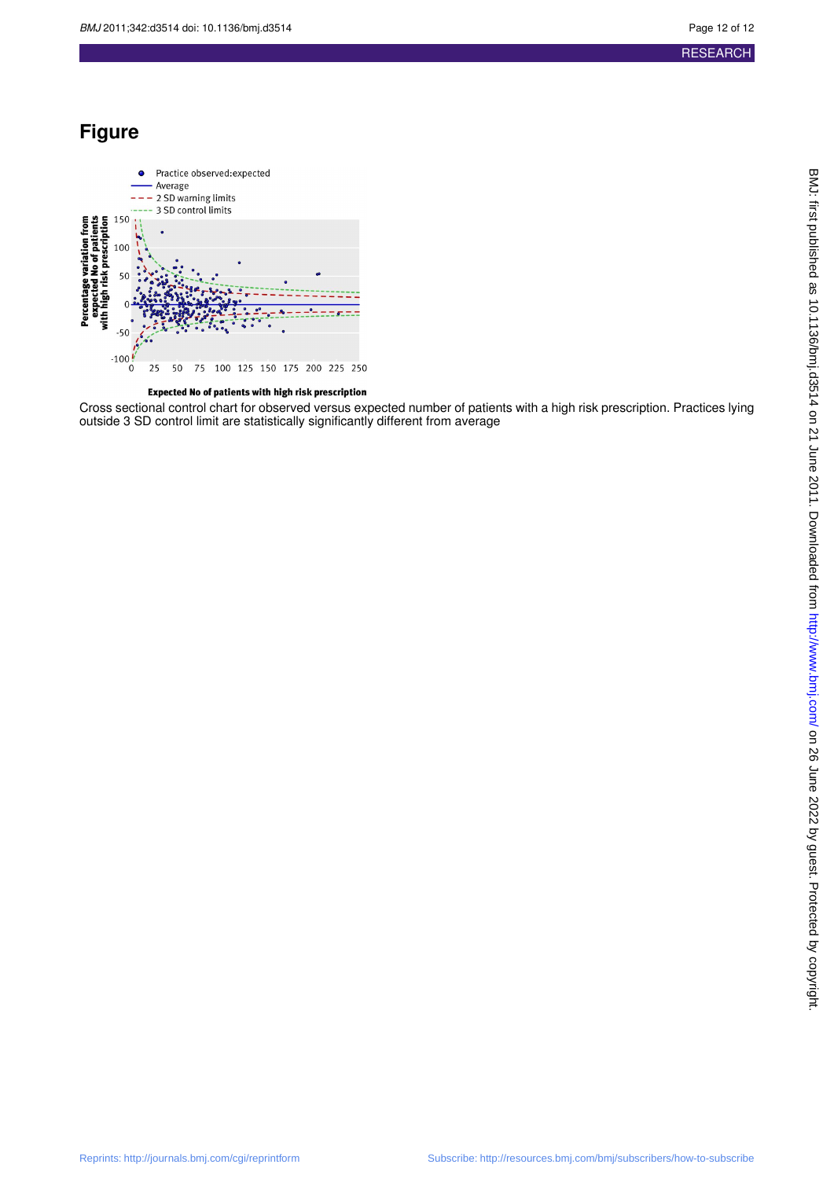# Figure

Practice observed:expected

Average

2 SD warning limits

3 SD control limits

Percentage variation from expected No of patients with high risk prescription

150

100

50

0

-50

-100

0 25 50 75 100 125 150 175 200 225 250

Expected No of patients with high risk prescription

Cross sectional control chart for observed versus expected number of patients with a high risk prescription. Practices lying outside 3 SD control limit are statistically significantly different from average